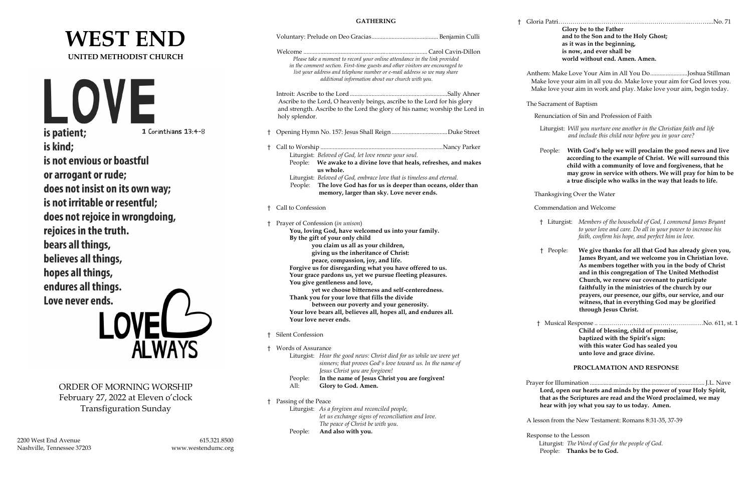# WEST END

**UNITED METHODIST CHURCH**

# LOVE

**is patient;** 1 Corinthians 13:4-8

**is kind;**

**is not envious or boastful**

**or arrogant or rude;**

**does not insist on its own way;**

**is not irritable or resentful;**

**does not rejoice in wrongdoing,**

**rejoices in the truth.**

**bears all things,**

**believes all things,**

**hopes all things,**

**endures all things.**

**Love never ends.**

LOVE ALWAYS

ORDER OF MORNING WORSHIP
February 27, 2022 at Eleven o'clock
Transfiguration Sunday

2200 West End Avenue
Nashville, Tennessee 37203

615.321.8500
www.westendumc.org

## GATHERING

Voluntary: Prelude on Deo Gracias.......................................... Benjamin Culli

Welcome ................................................................................. Carol Cavin-Dillon

*Please take a moment to record your online attendance in the link provided in the comment section. First-time guests and other visitors are encouraged to list your address and telephone number or e-mail address so we may share additional information about our church with you.*

Introit: Ascribe to the Lord ...............................................................Sally Ahner

Ascribe to the Lord, O heavenly beings, ascribe to the Lord for his glory and strength. Ascribe to the Lord the glory of his name; worship the Lord in holy splendor.

† Opening Hymn No. 157: Jesus Shall Reign ....................................Duke Street

† Call to Worship ...............................................................................Nancy Parker

Liturgist: *Beloved of God, let love renew your soul.*
People: **We awake to a divine love that heals, refreshes, and makes us whole.**
Liturgist: *Beloved of God, embrace love that is timeless and eternal.*
People: **The love God has for us is deeper than oceans, older than memory, larger than sky. Love never ends.**

† Call to Confession

† Prayer of Confession (*in unison*)

**You, loving God, have welcomed us into your family.**
**By the gift of your only child**
**you claim us all as your children,**
**giving us the inheritance of Christ:**
**peace, compassion, joy, and life.**
**Forgive us for disregarding what you have offered to us.**
**Your grace pardons us, yet we pursue fleeting pleasures.**
**You give gentleness and love,**
**yet we choose bitterness and self-centeredness.**
**Thank you for your love that fills the divide**
**between our poverty and your generosity.**
**Your love bears all, believes all, hopes all, and endures all.**
**Your love never ends.**

† Silent Confession

† Words of Assurance

Liturgist: *Hear the good news: Christ died for us while we were yet sinners; that proves God's love toward us. In the name of Jesus Christ you are forgiven!*
People: **In the name of Jesus Christ you are forgiven!**
All: **Glory to God. Amen.**

† Passing of the Peace

Liturgist: *As a forgiven and reconciled people, let us exchange signs of reconciliation and love. The peace of Christ be with you.*
People: **And also with you.**

† Gloria Patri……………………………………………………….……….....No. 71

**Glory be to the Father**
**and to the Son and to the Holy Ghost;**
**as it was in the beginning,**
**is now, and ever shall be**
**world without end. Amen. Amen.**

Anthem: Make Love Your Aim in All You Do........................Joshua Stillman

Make love your aim in all you do. Make love your aim for God loves you. Make love your aim in work and play. Make love your aim, begin today.

The Sacrament of Baptism

Renunciation of Sin and Profession of Faith

Liturgist: *Will you nurture one another in the Christian faith and life and include this child now before you in your care?*

People: **With God's help we will proclaim the good news and live according to the example of Christ. We will surround this child with a community of love and forgiveness, that he may grow in service with others. We will pray for him to be a true disciple who walks in the way that leads to life.**

Thanksgiving Over the Water

Commendation and Welcome

† Liturgist: *Members of the household of God, I commend James Bryant to your love and care. Do all in your power to increase his faith, confirm his hope, and perfect him in love.*

† People: **We give thanks for all that God has already given you, James Bryant, and we welcome you in Christian love. As members together with you in the body of Christ and in this congregation of The United Methodist Church, we renew our covenant to participate faithfully in the ministries of the church by our prayers, our presence, our gifts, our service, and our witness, that in everything God may be glorified through Jesus Christ.**

† Musical Response .. ……………………………………………No. 611, st. 1

**Child of blessing, child of promise,**
**baptized with the Spirit's sign:**
**with this water God has sealed you**
**unto love and grace divine.**

## PROCLAMATION AND RESPONSE

Prayer for Illumination ........................................................................... J.L. Nave

**Lord, open our hearts and minds by the power of your Holy Spirit, that as the Scriptures are read and the Word proclaimed, we may hear with joy what you say to us today. Amen.**

A lesson from the New Testament: Romans 8:31-35, 37-39

Response to the Lesson

Liturgist: *The Word of God for the people of God.*
People: **Thanks be to God.**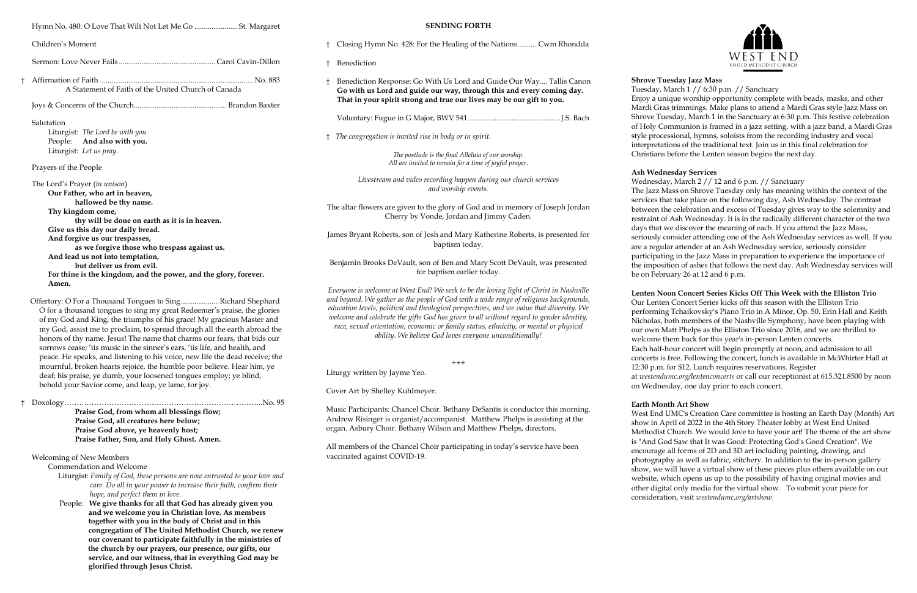Hymn No. 480: O Love That Wilt Not Let Me Go ........................ St. Margaret

Children's Moment

Sermon: Love Never Fails .................................................... Carol Cavin-Dillon

† Affirmation of Faith .................................................................................. No. 883
A Statement of Faith of the United Church of Canada

Joys & Concerns of the Church................................................... Brandon Baxter

Salutation

Liturgist: *The Lord be with you.*
People: **And also with you.**
Liturgist: *Let us pray.*

Prayers of the People

The Lord's Prayer (*in unison*)

**Our Father, who art in heaven,**
**hallowed be thy name.**
**Thy kingdom come,**
**thy will be done on earth as it is in heaven.**
**Give us this day our daily bread.**
**And forgive us our trespasses,**
**as we forgive those who trespass against us.**
**And lead us not into temptation,**
**but deliver us from evil.**
**For thine is the kingdom, and the power, and the glory, forever.**
**Amen.**

Offertory: O For a Thousand Tongues to Sing .................... Richard Shephard
O for a thousand tongues to sing my great Redeemer's praise, the glories of my God and King, the triumphs of his grace! My gracious Master and my God, assist me to proclaim, to spread through all the earth abroad the honors of thy name. Jesus! The name that charms our fears, that bids our sorrows cease; 'tis music in the sinner's ears, 'tis life, and health, and peace. He speaks, and listening to his voice, new life the dead receive; the mournful, broken hearts rejoice, the humble poor believe. Hear him, ye deaf; his praise, ye dumb, your loosened tongues employ; ye blind, behold your Savior come, and leap, ye lame, for joy.

† Doxology…………………………………………………………………………..No. 95

**Praise God, from whom all blessings flow;**
**Praise God, all creatures here below;**
**Praise God above, ye heavenly host;**
**Praise Father, Son, and Holy Ghost. Amen.**

Welcoming of New Members

Commendation and Welcome

Liturgist: *Family of God, these persons are now entrusted to your love and care. Do all in your power to increase their faith, confirm their hope, and perfect them in love.*

People: **We give thanks for all that God has already given you and we welcome you in Christian love. As members together with you in the body of Christ and in this congregation of The United Methodist Church, we renew our covenant to participate faithfully in the ministries of the church by our prayers, our presence, our gifts, our service, and our witness, that in everything God may be glorified through Jesus Christ.**

## SENDING FORTH

† Closing Hymn No. 428: For the Healing of the Nations...........Cwm Rhondda

† Benediction

† Benediction Response: Go With Us Lord and Guide Our Way.... Tallis Canon
**Go with us Lord and guide our way, through this and every coming day. That in your spirit strong and true our lives may be our gift to you.**

Voluntary: Fugue in G Major, BWV 541 ..................................................J.S. Bach

† *The congregation is invited rise in body or in spirit.*

*The postlude is the final Alleluia of our worship. All are invited to remain for a time of joyful prayer.*

*Livestream and video recording happen during our church services and worship events.*

The altar flowers are given to the glory of God and in memory of Joseph Jordan Cherry by Vonde, Jordan and Jimmy Caden.

James Bryant Roberts, son of Josh and Mary Katherine Roberts, is presented for baptism today.

Benjamin Brooks DeVault, son of Ben and Mary Scott DeVault, was presented for baptism earlier today.

*Everyone is welcome at West End! We seek to be the loving light of Christ in Nashville and beyond. We gather as the people of God with a wide range of religious backgrounds, education levels, political and theological perspectives, and we value that diversity. We welcome and celebrate the gifts God has given to all without regard to gender identity, race, sexual orientation, economic or family status, ethnicity, or mental or physical ability. We believe God loves everyone unconditionally!*

+++

Liturgy written by Jayme Yeo.

Cover Art by Shelley Kuhlmeyer.

Music Participants: Chancel Choir. Bethany DeSantis is conductor this morning. Andrew Risinger is organist/accompanist. Matthew Phelps is assisting at the organ. Asbury Choir. Bethany Wilson and Matthew Phelps, directors.

All members of the Chancel Choir participating in today's service have been vaccinated against COVID-19.

WEST END
UNITED METHODIST CHURCH

**Shrove Tuesday Jazz Mass**
Tuesday, March 1 // 6:30 p.m. // Sanctuary
Enjoy a unique worship opportunity complete with beads, masks, and other Mardi Gras trimmings. Make plans to attend a Mardi Gras style Jazz Mass on Shrove Tuesday, March 1 in the Sanctuary at 6:30 p.m. This festive celebration of Holy Communion is framed in a jazz setting, with a jazz band, a Mardi Gras style processional, hymns, soloists from the recording industry and vocal interpretations of the traditional text. Join us in this final celebration for Christians before the Lenten season begins the next day.

**Ash Wednesday Services**
Wednesday, March 2 // 12 and 6 p.m. // Sanctuary
The Jazz Mass on Shrove Tuesday only has meaning within the context of the services that take place on the following day, Ash Wednesday. The contrast between the celebration and excess of Tuesday gives way to the solemnity and restraint of Ash Wednesday. It is in the radically different character of the two days that we discover the meaning of each. If you attend the Jazz Mass, seriously consider attending one of the Ash Wednesday services as well. If you are a regular attender at an Ash Wednesday service, seriously consider participating in the Jazz Mass in preparation to experience the importance of the imposition of ashes that follows the next day. Ash Wednesday services will be on February 26 at 12 and 6 p.m.

**Lenten Noon Concert Series Kicks Off This Week with the Elliston Trio**
Our Lenten Concert Series kicks off this season with the Elliston Trio performing Tchaikovsky's Piano Trio in A Minor, Op. 50. Erin Hall and Keith Nicholas, both members of the Nashville Symphony, have been playing with our own Matt Phelps as the Elliston Trio since 2016, and we are thrilled to welcome them back for this year's in-person Lenten concerts.
Each half-hour concert will begin promptly at noon, and admission to all concerts is free. Following the concert, lunch is available in McWhirter Hall at 12:30 p.m. for $12. Lunch requires reservations. Register at *westendumc.org/lentenconcerts* or call our receptionist at 615.321.8500 by noon on Wednesday, one day prior to each concert.

**Earth Month Art Show**
West End UMC's Creation Care committee is hosting an Earth Day (Month) Art show in April of 2022 in the 4th Story Theater lobby at West End United Methodist Church. We would love to have your art! The theme of the art show is "And God Saw that It was Good: Protecting God's Good Creation". We encourage all forms of 2D and 3D art including painting, drawing, and photography as well as fabric, stitchery. In addition to the in-person gallery show, we will have a virtual show of these pieces plus others available on our website, which opens us up to the possibility of having original movies and other digital only media for the virtual show. To submit your piece for consideration, visit *westendumc.org/artshow*.